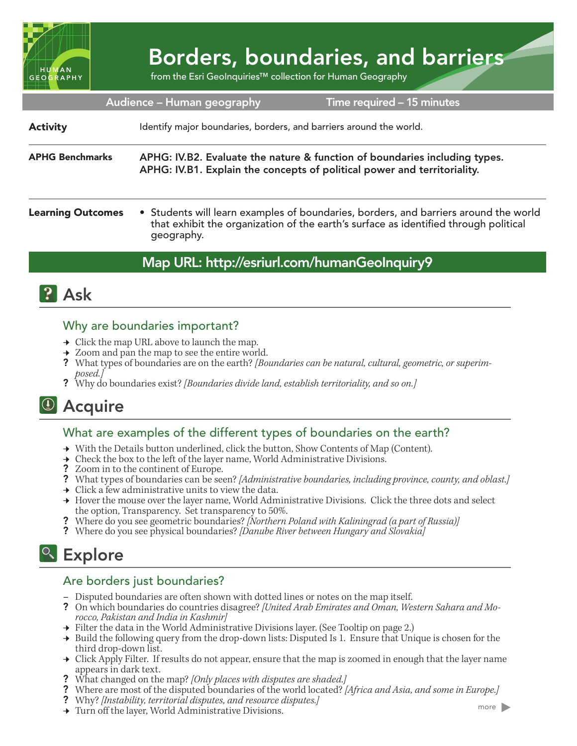# Borders, boundaries, and barriers

from the Esri GeoInquiries™ collection for Human Geography

**Audience – Human geography** | **Time required – 15 minutes**

| | |
|---|---|
| **Activity** | Identify major boundaries, borders, and barriers around the world. |
| **APHG Benchmarks** | **APHG: IV.B2. Evaluate the nature & function of boundaries including types.** **APHG: IV.B1. Explain the concepts of political power and territoriality.** |
| **Learning Outcomes** | • Students will learn examples of boundaries, borders, and barriers around the world that exhibit the organization of the earth's surface as identified through political geography. |

**Map URL: http://esriurl.com/humanGeoInquiry9**

## Ask

### Why are boundaries important?

→ Click the map URL above to launch the map.
→ Zoom and pan the map to see the entire world.
? What types of boundaries are on the earth? *[Boundaries can be natural, cultural, geometric, or superimposed.]*
? Why do boundaries exist? *[Boundaries divide land, establish territoriality, and so on.]*

## Acquire

### What are examples of the different types of boundaries on the earth?

→ With the Details button underlined, click the button, Show Contents of Map (Content).
→ Check the box to the left of the layer name, World Administrative Divisions.
? Zoom in to the continent of Europe.
? What types of boundaries can be seen? *[Administrative boundaries, including province, county, and oblast.]*
→ Click a few administrative units to view the data.
→ Hover the mouse over the layer name, World Administrative Divisions. Click the three dots and select the option, Transparency. Set transparency to 50%.
? Where do you see geometric boundaries? *[Northern Poland with Kaliningrad (a part of Russia)]*
? Where do you see physical boundaries? *[Danube River between Hungary and Slovakia]*

## Explore

### Are borders just boundaries?

– Disputed boundaries are often shown with dotted lines or notes on the map itself.
? On which boundaries do countries disagree? *[United Arab Emirates and Oman, Western Sahara and Morocco, Pakistan and India in Kashmir]*
→ Filter the data in the World Administrative Divisions layer. (See Tooltip on page 2.)
→ Build the following query from the drop-down lists: Disputed Is 1. Ensure that Unique is chosen for the third drop-down list.
→ Click Apply Filter. If results do not appear, ensure that the map is zoomed in enough that the layer name appears in dark text.
? What changed on the map? *[Only places with disputes are shaded.]*
? Where are most of the disputed boundaries of the world located? *[Africa and Asia, and some in Europe.]*
? Why? *[Instability, territorial disputes, and resource disputes.]*
→ Turn off the layer, World Administrative Divisions.

more ▶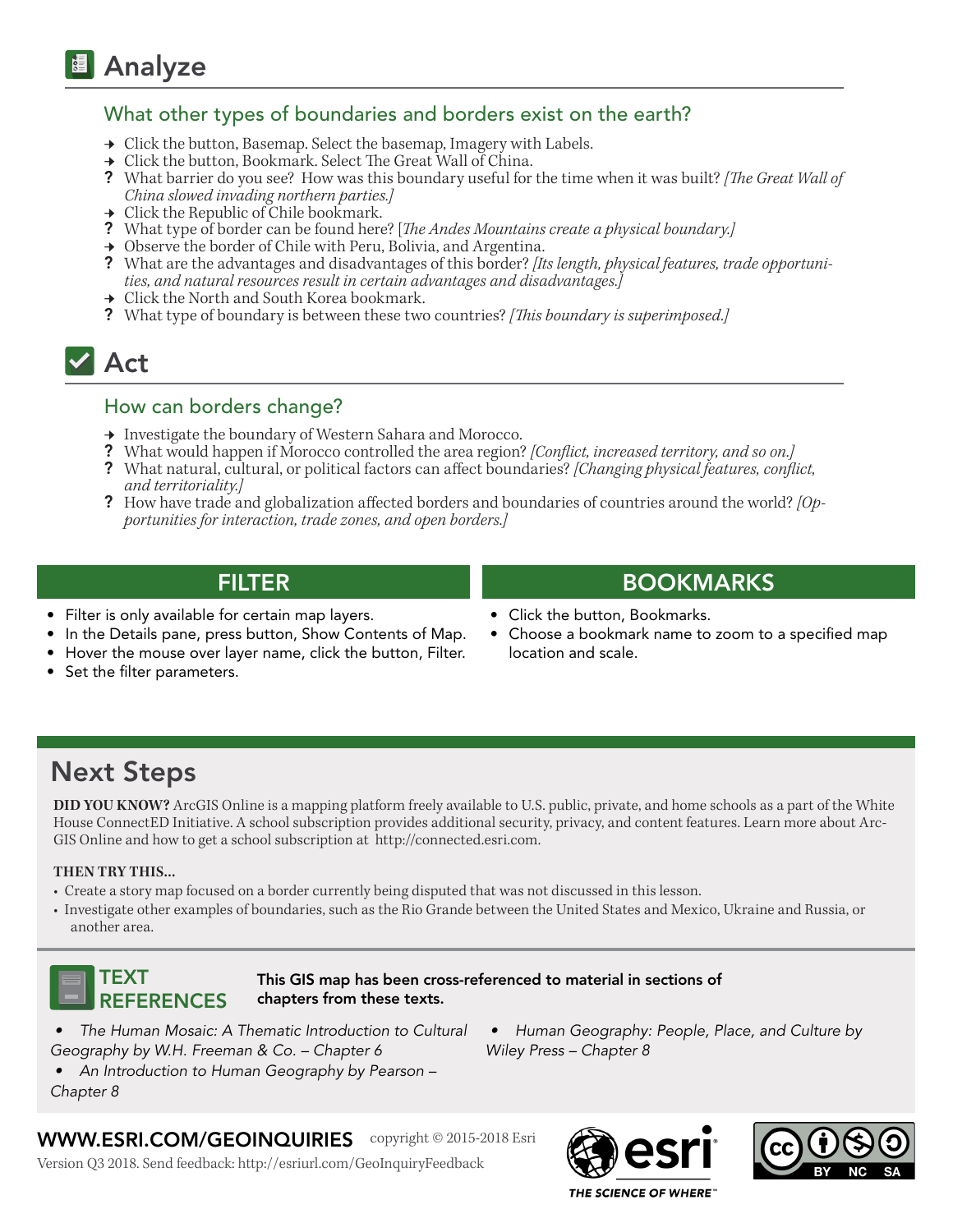# Analyze

## What other types of boundaries and borders exist on the earth?

→ Click the button, Basemap. Select the basemap, Imagery with Labels.
→ Click the button, Bookmark. Select The Great Wall of China.
**?** What barrier do you see? How was this boundary useful for the time when it was built? *[The Great Wall of China slowed invading northern parties.]*
→ Click the Republic of Chile bookmark.
**?** What type of border can be found here? [*The Andes Mountains create a physical boundary.]*
→ Observe the border of Chile with Peru, Bolivia, and Argentina.
**?** What are the advantages and disadvantages of this border? *[Its length, physical features, trade opportunities, and natural resources result in certain advantages and disadvantages.]*
→ Click the North and South Korea bookmark.
**?** What type of boundary is between these two countries? *[This boundary is superimposed.]*

# Act

## How can borders change?

→ Investigate the boundary of Western Sahara and Morocco.
**?** What would happen if Morocco controlled the area region? *[Conflict, increased territory, and so on.]*
**?** What natural, cultural, or political factors can affect boundaries? *[Changing physical features, conflict, and territoriality.]*
**?** How have trade and globalization affected borders and boundaries of countries around the world? *[Opportunities for interaction, trade zones, and open borders.]*

## FILTER

- Filter is only available for certain map layers.
- In the Details pane, press button, Show Contents of Map.
- Hover the mouse over layer name, click the button, Filter.
- Set the filter parameters.

## BOOKMARKS

- Click the button, Bookmarks.
- Choose a bookmark name to zoom to a specified map location and scale.

# Next Steps

**DID YOU KNOW?** ArcGIS Online is a mapping platform freely available to U.S. public, private, and home schools as a part of the White House ConnectED Initiative. A school subscription provides additional security, privacy, and content features. Learn more about ArcGIS Online and how to get a school subscription at http://connected.esri.com.

**THEN TRY THIS...**

- Create a story map focused on a border currently being disputed that was not discussed in this lesson.
- Investigate other examples of boundaries, such as the Rio Grande between the United States and Mexico, Ukraine and Russia, or another area.

## TEXT REFERENCES

**This GIS map has been cross-referenced to material in sections of chapters from these texts.**

- *The Human Mosaic: A Thematic Introduction to Cultural Geography by W.H. Freeman & Co. – Chapter 6*
- *An Introduction to Human Geography by Pearson – Chapter 8*
- *Human Geography: People, Place, and Culture by Wiley Press – Chapter 8*

**WWW.ESRI.COM/GEOINQUIRIES** copyright © 2015-2018 Esri
Version Q3 2018. Send feedback: http://esriurl.com/GeoInquiryFeedback

THE SCIENCE OF WHERE™